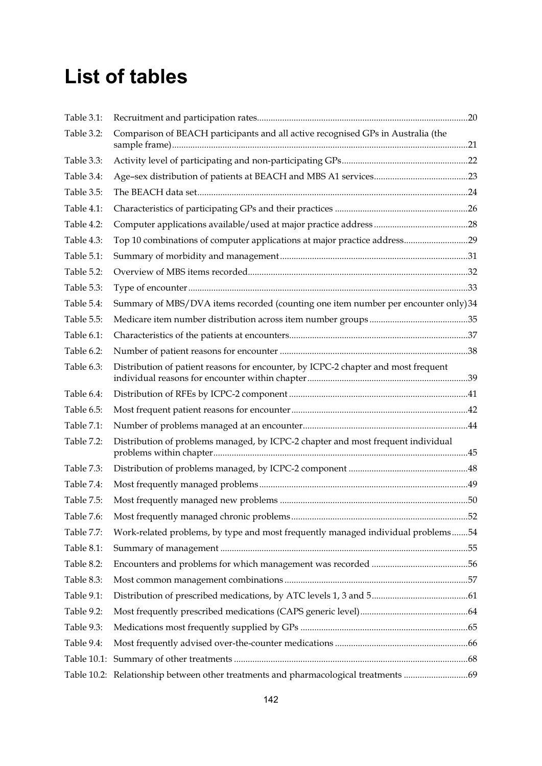# List of tables

| | | |
|---|---|---|
| Table 3.1: | Recruitment and participation rates | 20 |
| Table 3.2: | Comparison of BEACH participants and all active recognised GPs in Australia (the sample frame) | 21 |
| Table 3.3: | Activity level of participating and non-participating GPs | 22 |
| Table 3.4: | Age–sex distribution of patients at BEACH and MBS A1 services | 23 |
| Table 3.5: | The BEACH data set | 24 |
| Table 4.1: | Characteristics of participating GPs and their practices | 26 |
| Table 4.2: | Computer applications available/used at major practice address | 28 |
| Table 4.3: | Top 10 combinations of computer applications at major practice address | 29 |
| Table 5.1: | Summary of morbidity and management | 31 |
| Table 5.2: | Overview of MBS items recorded | 32 |
| Table 5.3: | Type of encounter | 33 |
| Table 5.4: | Summary of MBS/DVA items recorded (counting one item number per encounter only) | 34 |
| Table 5.5: | Medicare item number distribution across item number groups | 35 |
| Table 6.1: | Characteristics of the patients at encounters | 37 |
| Table 6.2: | Number of patient reasons for encounter | 38 |
| Table 6.3: | Distribution of patient reasons for encounter, by ICPC-2 chapter and most frequent individual reasons for encounter within chapter | 39 |
| Table 6.4: | Distribution of RFEs by ICPC-2 component | 41 |
| Table 6.5: | Most frequent patient reasons for encounter | 42 |
| Table 7.1: | Number of problems managed at an encounter | 44 |
| Table 7.2: | Distribution of problems managed, by ICPC-2 chapter and most frequent individual problems within chapter | 45 |
| Table 7.3: | Distribution of problems managed, by ICPC-2 component | 48 |
| Table 7.4: | Most frequently managed problems | 49 |
| Table 7.5: | Most frequently managed new problems | 50 |
| Table 7.6: | Most frequently managed chronic problems | 52 |
| Table 7.7: | Work-related problems, by type and most frequently managed individual problems | 54 |
| Table 8.1: | Summary of management | 55 |
| Table 8.2: | Encounters and problems for which management was recorded | 56 |
| Table 8.3: | Most common management combinations | 57 |
| Table 9.1: | Distribution of prescribed medications, by ATC levels 1, 3 and 5 | 61 |
| Table 9.2: | Most frequently prescribed medications (CAPS generic level) | 64 |
| Table 9.3: | Medications most frequently supplied by GPs | 65 |
| Table 9.4: | Most frequently advised over-the-counter medications | 66 |
| Table 10.1: | Summary of other treatments | 68 |
| Table 10.2: | Relationship between other treatments and pharmacological treatments | 69 |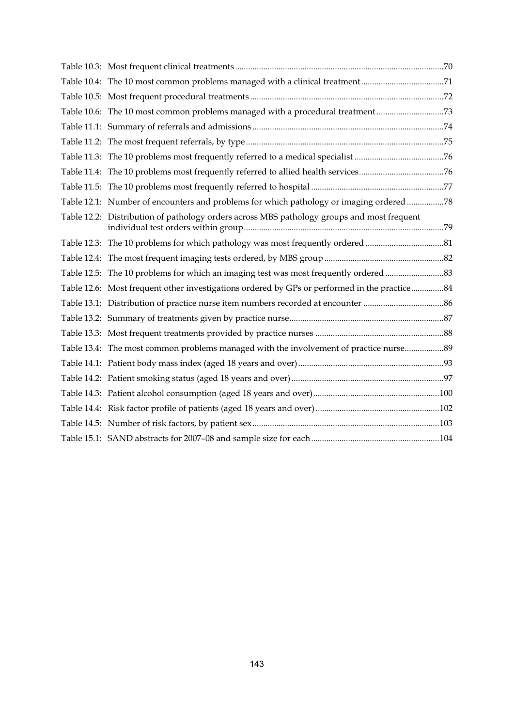Table 10.3: Most frequent clinical treatments ............................................................................................70

Table 10.4: The 10 most common problems managed with a clinical treatment......................................71

Table 10.5: Most frequent procedural treatments .......................................................................................72

Table 10.6: The 10 most common problems managed with a procedural treatment ...............................73

Table 11.1: Summary of referrals and admissions .......................................................................................74

Table 11.2: The most frequent referrals, by type ..........................................................................................75

Table 11.3: The 10 problems most frequently referred to a medical specialist .........................................76

Table 11.4: The 10 problems most frequently referred to allied health services.......................................76

Table 11.5: The 10 problems most frequently referred to hospital ............................................................77

Table 12.1: Number of encounters and problems for which pathology or imaging ordered .................78

Table 12.2: Distribution of pathology orders across MBS pathology groups and most frequent individual test orders within group...........................................................................................79

Table 12.3: The 10 problems for which pathology was most frequently ordered ....................................81

Table 12.4: The most frequent imaging tests ordered, by MBS group .......................................................82

Table 12.5: The 10 problems for which an imaging test was most frequently ordered ...........................83

Table 12.6: Most frequent other investigations ordered by GPs or performed in the practice...............84

Table 13.1: Distribution of practice nurse item numbers recorded at encounter .....................................86

Table 13.2: Summary of treatments given by practice nurse......................................................................87

Table 13.3: Most frequent treatments provided by practice nurses ...........................................................88

Table 13.4: The most common problems managed with the involvement of practice nurse..................89

Table 14.1: Patient body mass index (aged 18 years and over)..................................................................93

Table 14.2: Patient smoking status (aged 18 years and over).....................................................................97

Table 14.3: Patient alcohol consumption (aged 18 years and over)..........................................................100

Table 14.4: Risk factor profile of patients (aged 18 years and over) .........................................................102

Table 14.5: Number of risk factors, by patient sex......................................................................................103

Table 15.1: SAND abstracts for 2007–08 and sample size for each...........................................................104